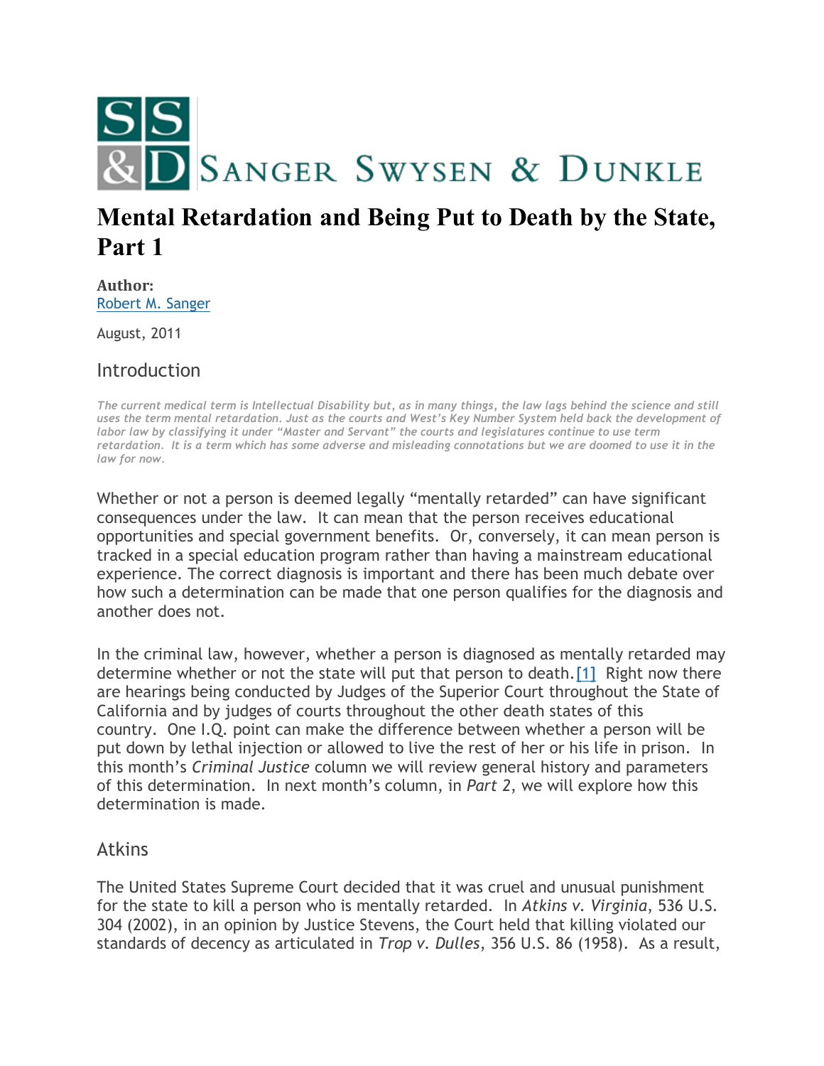SANGER SWYSEN & DUNKLE

# Mental Retardation and Being Put to Death by the State, Part 1

**Author:**
Robert M. Sanger

August, 2011

## Introduction

*The current medical term is Intellectual Disability but, as in many things, the law lags behind the science and still uses the term mental retardation. Just as the courts and West's Key Number System held back the development of labor law by classifying it under "Master and Servant" the courts and legislatures continue to use term retardation. It is a term which has some adverse and misleading connotations but we are doomed to use it in the law for now.*

Whether or not a person is deemed legally "mentally retarded" can have significant consequences under the law. It can mean that the person receives educational opportunities and special government benefits. Or, conversely, it can mean person is tracked in a special education program rather than having a mainstream educational experience. The correct diagnosis is important and there has been much debate over how such a determination can be made that one person qualifies for the diagnosis and another does not.

In the criminal law, however, whether a person is diagnosed as mentally retarded may determine whether or not the state will put that person to death.[1] Right now there are hearings being conducted by Judges of the Superior Court throughout the State of California and by judges of courts throughout the other death states of this country. One I.Q. point can make the difference between whether a person will be put down by lethal injection or allowed to live the rest of her or his life in prison. In this month's *Criminal Justice* column we will review general history and parameters of this determination. In next month's column, in *Part 2*, we will explore how this determination is made.

## Atkins

The United States Supreme Court decided that it was cruel and unusual punishment for the state to kill a person who is mentally retarded. In *Atkins v. Virginia*, 536 U.S. 304 (2002), in an opinion by Justice Stevens, the Court held that killing violated our standards of decency as articulated in *Trop v. Dulles*, 356 U.S. 86 (1958). As a result,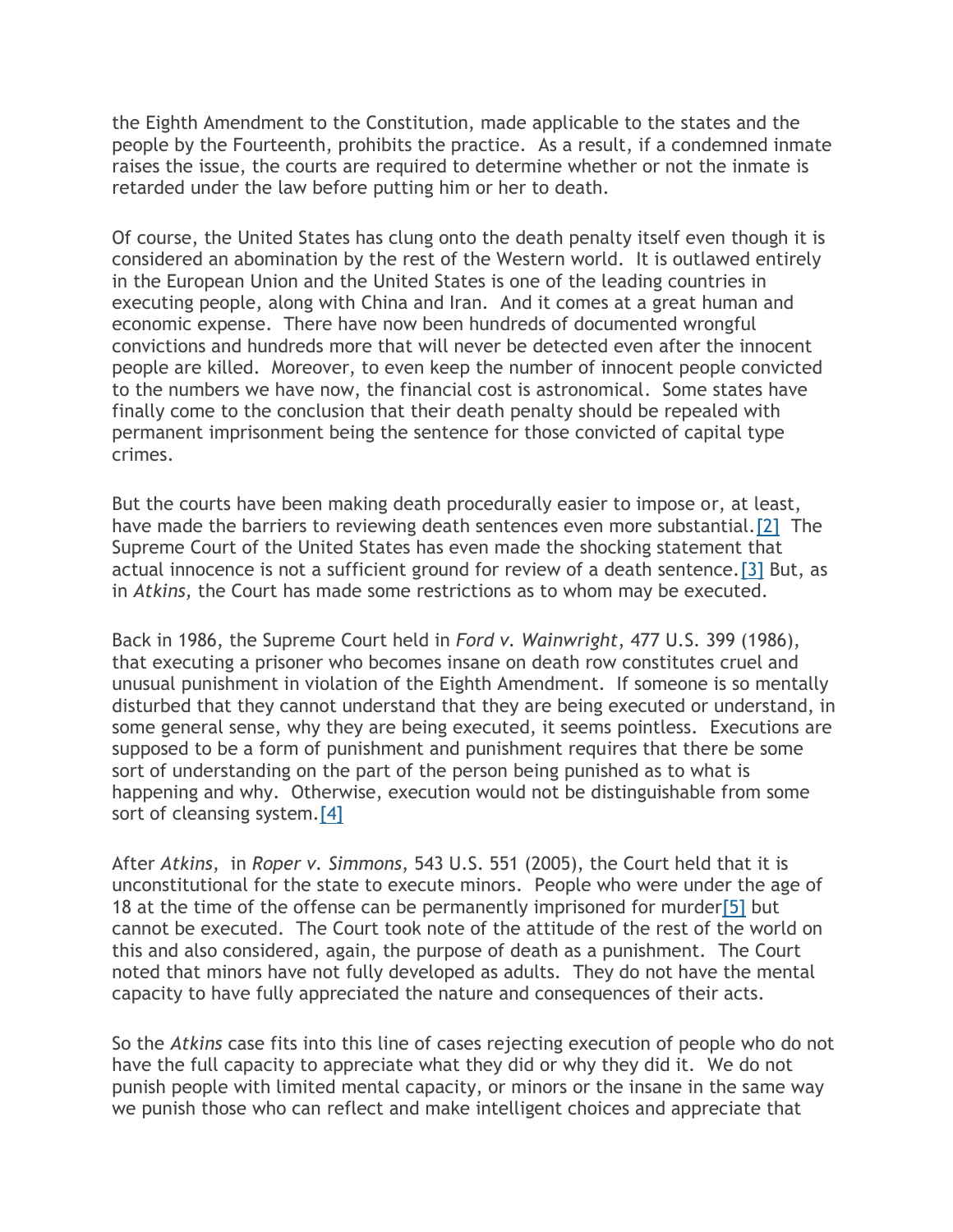the Eighth Amendment to the Constitution, made applicable to the states and the people by the Fourteenth, prohibits the practice. As a result, if a condemned inmate raises the issue, the courts are required to determine whether or not the inmate is retarded under the law before putting him or her to death.

Of course, the United States has clung onto the death penalty itself even though it is considered an abomination by the rest of the Western world. It is outlawed entirely in the European Union and the United States is one of the leading countries in executing people, along with China and Iran. And it comes at a great human and economic expense. There have now been hundreds of documented wrongful convictions and hundreds more that will never be detected even after the innocent people are killed. Moreover, to even keep the number of innocent people convicted to the numbers we have now, the financial cost is astronomical. Some states have finally come to the conclusion that their death penalty should be repealed with permanent imprisonment being the sentence for those convicted of capital type crimes.

But the courts have been making death procedurally easier to impose or, at least, have made the barriers to reviewing death sentences even more substantial.[2] The Supreme Court of the United States has even made the shocking statement that actual innocence is not a sufficient ground for review of a death sentence.[3] But, as in *Atkins,* the Court has made some restrictions as to whom may be executed.

Back in 1986, the Supreme Court held in *Ford v. Wainwright*, 477 U.S. 399 (1986), that executing a prisoner who becomes insane on death row constitutes cruel and unusual punishment in violation of the Eighth Amendment. If someone is so mentally disturbed that they cannot understand that they are being executed or understand, in some general sense, why they are being executed, it seems pointless. Executions are supposed to be a form of punishment and punishment requires that there be some sort of understanding on the part of the person being punished as to what is happening and why. Otherwise, execution would not be distinguishable from some sort of cleansing system.[4]

After *Atkins*, in *Roper v. Simmons*, 543 U.S. 551 (2005), the Court held that it is unconstitutional for the state to execute minors. People who were under the age of 18 at the time of the offense can be permanently imprisoned for murder[5] but cannot be executed. The Court took note of the attitude of the rest of the world on this and also considered, again, the purpose of death as a punishment. The Court noted that minors have not fully developed as adults. They do not have the mental capacity to have fully appreciated the nature and consequences of their acts.

So the *Atkins* case fits into this line of cases rejecting execution of people who do not have the full capacity to appreciate what they did or why they did it. We do not punish people with limited mental capacity, or minors or the insane in the same way we punish those who can reflect and make intelligent choices and appreciate that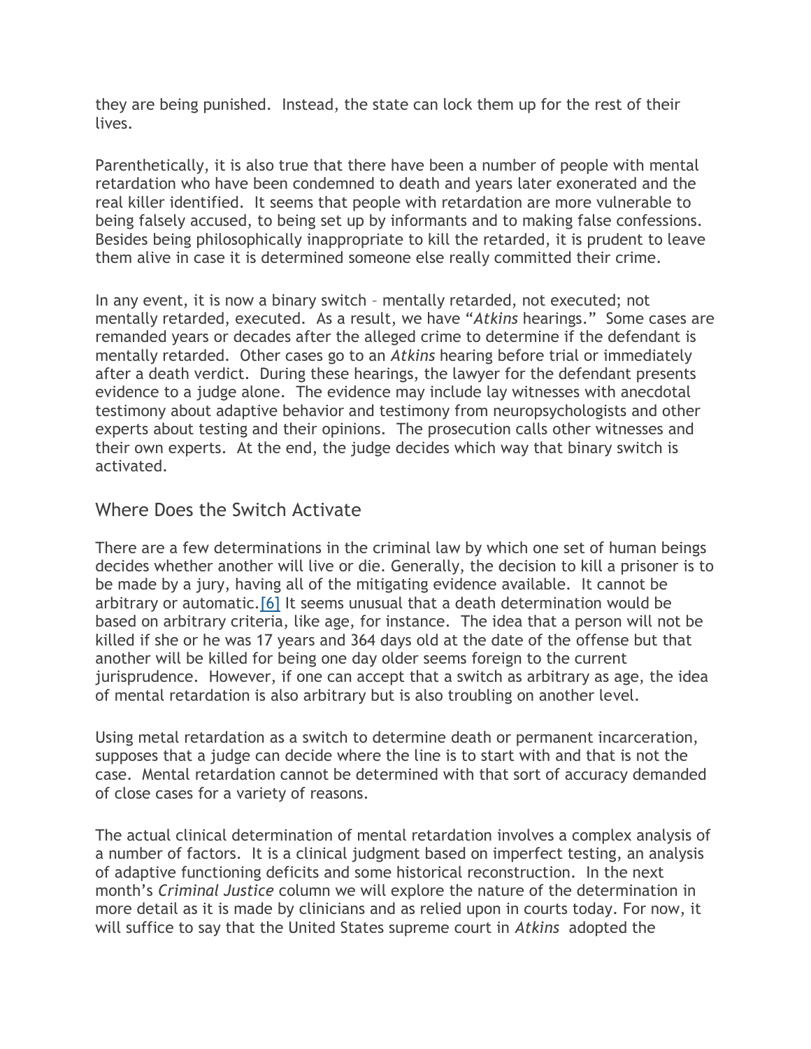they are being punished. Instead, the state can lock them up for the rest of their lives.

Parenthetically, it is also true that there have been a number of people with mental retardation who have been condemned to death and years later exonerated and the real killer identified. It seems that people with retardation are more vulnerable to being falsely accused, to being set up by informants and to making false confessions. Besides being philosophically inappropriate to kill the retarded, it is prudent to leave them alive in case it is determined someone else really committed their crime.

In any event, it is now a binary switch – mentally retarded, not executed; not mentally retarded, executed. As a result, we have "*Atkins* hearings." Some cases are remanded years or decades after the alleged crime to determine if the defendant is mentally retarded. Other cases go to an *Atkins* hearing before trial or immediately after a death verdict. During these hearings, the lawyer for the defendant presents evidence to a judge alone. The evidence may include lay witnesses with anecdotal testimony about adaptive behavior and testimony from neuropsychologists and other experts about testing and their opinions. The prosecution calls other witnesses and their own experts. At the end, the judge decides which way that binary switch is activated.

## Where Does the Switch Activate

There are a few determinations in the criminal law by which one set of human beings decides whether another will live or die. Generally, the decision to kill a prisoner is to be made by a jury, having all of the mitigating evidence available. It cannot be arbitrary or automatic.[6] It seems unusual that a death determination would be based on arbitrary criteria, like age, for instance. The idea that a person will not be killed if she or he was 17 years and 364 days old at the date of the offense but that another will be killed for being one day older seems foreign to the current jurisprudence. However, if one can accept that a switch as arbitrary as age, the idea of mental retardation is also arbitrary but is also troubling on another level.

Using metal retardation as a switch to determine death or permanent incarceration, supposes that a judge can decide where the line is to start with and that is not the case. Mental retardation cannot be determined with that sort of accuracy demanded of close cases for a variety of reasons.

The actual clinical determination of mental retardation involves a complex analysis of a number of factors. It is a clinical judgment based on imperfect testing, an analysis of adaptive functioning deficits and some historical reconstruction. In the next month's *Criminal Justice* column we will explore the nature of the determination in more detail as it is made by clinicians and as relied upon in courts today. For now, it will suffice to say that the United States supreme court in *Atkins* adopted the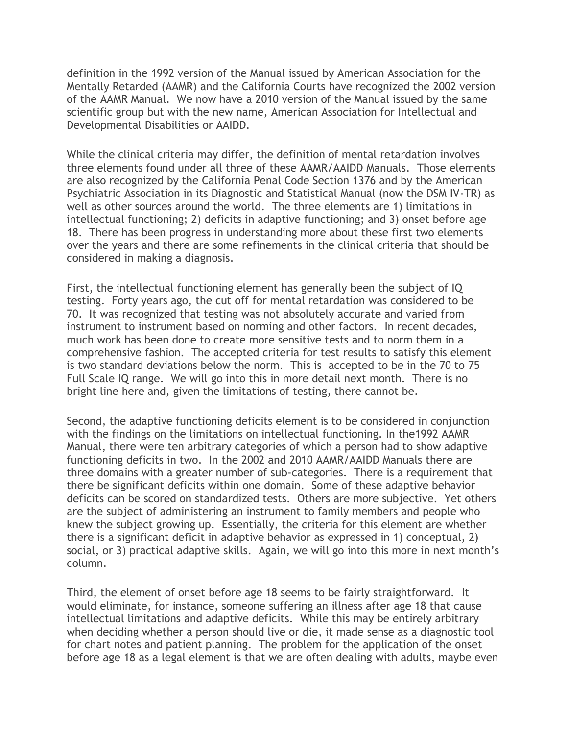definition in the 1992 version of the Manual issued by American Association for the Mentally Retarded (AAMR) and the California Courts have recognized the 2002 version of the AAMR Manual. We now have a 2010 version of the Manual issued by the same scientific group but with the new name, American Association for Intellectual and Developmental Disabilities or AAIDD.

While the clinical criteria may differ, the definition of mental retardation involves three elements found under all three of these AAMR/AAIDD Manuals. Those elements are also recognized by the California Penal Code Section 1376 and by the American Psychiatric Association in its Diagnostic and Statistical Manual (now the DSM IV-TR) as well as other sources around the world. The three elements are 1) limitations in intellectual functioning; 2) deficits in adaptive functioning; and 3) onset before age 18. There has been progress in understanding more about these first two elements over the years and there are some refinements in the clinical criteria that should be considered in making a diagnosis.

First, the intellectual functioning element has generally been the subject of IQ testing. Forty years ago, the cut off for mental retardation was considered to be 70. It was recognized that testing was not absolutely accurate and varied from instrument to instrument based on norming and other factors. In recent decades, much work has been done to create more sensitive tests and to norm them in a comprehensive fashion. The accepted criteria for test results to satisfy this element is two standard deviations below the norm. This is accepted to be in the 70 to 75 Full Scale IQ range. We will go into this in more detail next month. There is no bright line here and, given the limitations of testing, there cannot be.

Second, the adaptive functioning deficits element is to be considered in conjunction with the findings on the limitations on intellectual functioning. In the1992 AAMR Manual, there were ten arbitrary categories of which a person had to show adaptive functioning deficits in two. In the 2002 and 2010 AAMR/AAIDD Manuals there are three domains with a greater number of sub-categories. There is a requirement that there be significant deficits within one domain. Some of these adaptive behavior deficits can be scored on standardized tests. Others are more subjective. Yet others are the subject of administering an instrument to family members and people who knew the subject growing up. Essentially, the criteria for this element are whether there is a significant deficit in adaptive behavior as expressed in 1) conceptual, 2) social, or 3) practical adaptive skills. Again, we will go into this more in next month's column.

Third, the element of onset before age 18 seems to be fairly straightforward. It would eliminate, for instance, someone suffering an illness after age 18 that cause intellectual limitations and adaptive deficits. While this may be entirely arbitrary when deciding whether a person should live or die, it made sense as a diagnostic tool for chart notes and patient planning. The problem for the application of the onset before age 18 as a legal element is that we are often dealing with adults, maybe even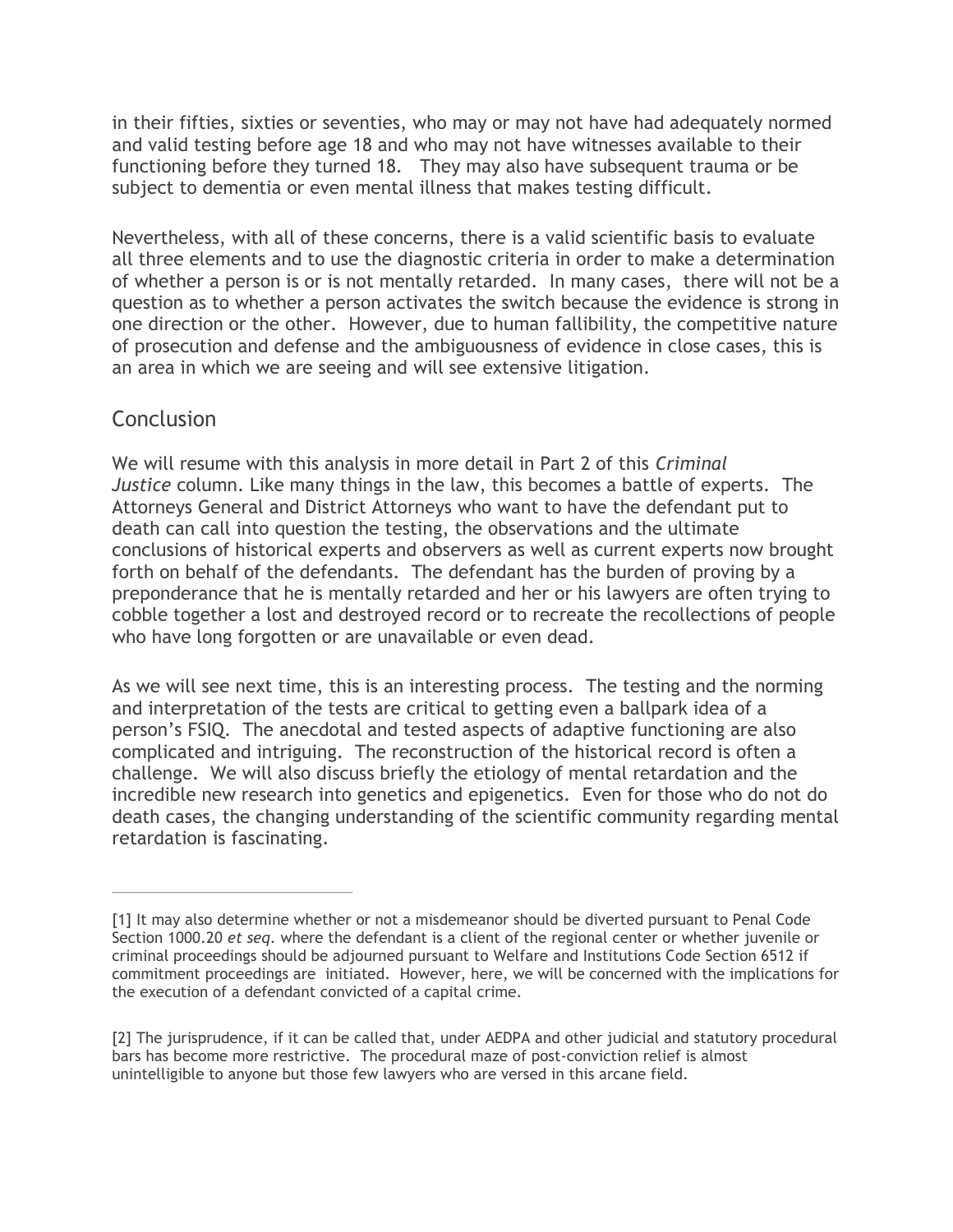in their fifties, sixties or seventies, who may or may not have had adequately normed and valid testing before age 18 and who may not have witnesses available to their functioning before they turned 18. They may also have subsequent trauma or be subject to dementia or even mental illness that makes testing difficult.

Nevertheless, with all of these concerns, there is a valid scientific basis to evaluate all three elements and to use the diagnostic criteria in order to make a determination of whether a person is or is not mentally retarded. In many cases, there will not be a question as to whether a person activates the switch because the evidence is strong in one direction or the other. However, due to human fallibility, the competitive nature of prosecution and defense and the ambiguousness of evidence in close cases, this is an area in which we are seeing and will see extensive litigation.

## Conclusion

We will resume with this analysis in more detail in Part 2 of this *Criminal Justice* column. Like many things in the law, this becomes a battle of experts. The Attorneys General and District Attorneys who want to have the defendant put to death can call into question the testing, the observations and the ultimate conclusions of historical experts and observers as well as current experts now brought forth on behalf of the defendants. The defendant has the burden of proving by a preponderance that he is mentally retarded and her or his lawyers are often trying to cobble together a lost and destroyed record or to recreate the recollections of people who have long forgotten or are unavailable or even dead.

As we will see next time, this is an interesting process. The testing and the norming and interpretation of the tests are critical to getting even a ballpark idea of a person's FSIQ. The anecdotal and tested aspects of adaptive functioning are also complicated and intriguing. The reconstruction of the historical record is often a challenge. We will also discuss briefly the etiology of mental retardation and the incredible new research into genetics and epigenetics. Even for those who do not do death cases, the changing understanding of the scientific community regarding mental retardation is fascinating.

---

[1] It may also determine whether or not a misdemeanor should be diverted pursuant to Penal Code Section 1000.20 *et seq.* where the defendant is a client of the regional center or whether juvenile or criminal proceedings should be adjourned pursuant to Welfare and Institutions Code Section 6512 if commitment proceedings are initiated. However, here, we will be concerned with the implications for the execution of a defendant convicted of a capital crime.

[2] The jurisprudence, if it can be called that, under AEDPA and other judicial and statutory procedural bars has become more restrictive. The procedural maze of post-conviction relief is almost unintelligible to anyone but those few lawyers who are versed in this arcane field.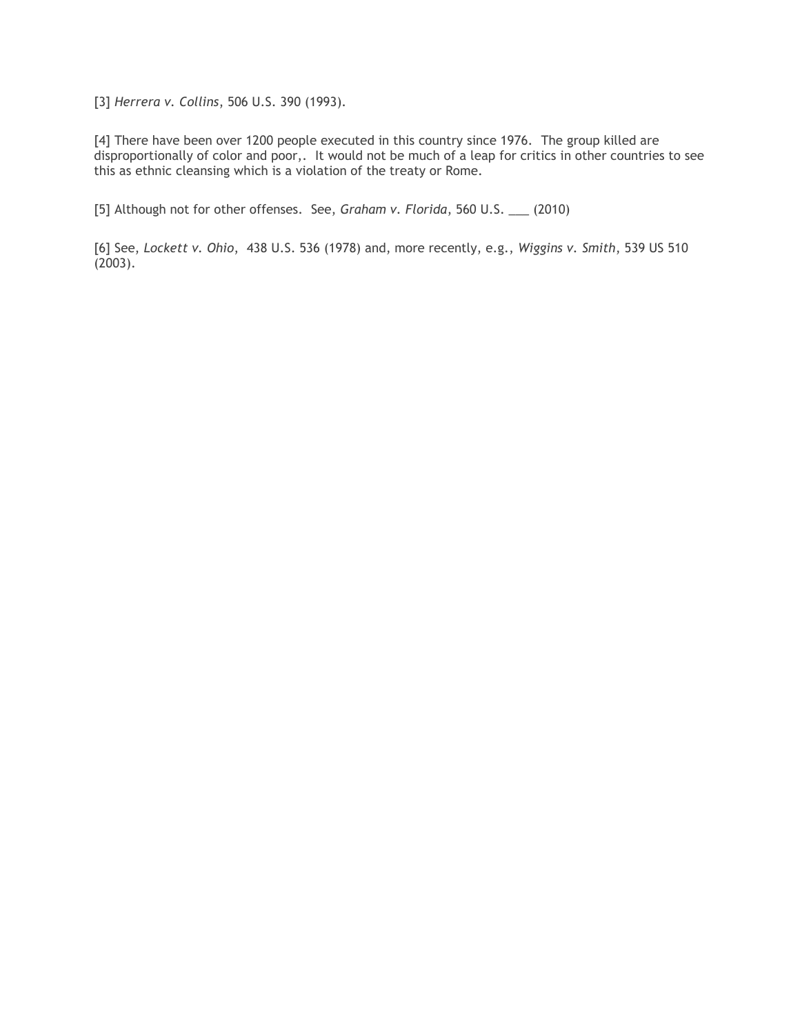[3] *Herrera v. Collins*, 506 U.S. 390 (1993).

[4] There have been over 1200 people executed in this country since 1976.  The group killed are disproportionally of color and poor,.  It would not be much of a leap for critics in other countries to see this as ethnic cleansing which is a violation of the treaty or Rome.

[5] Although not for other offenses.  See, *Graham v. Florida*, 560 U.S. ___ (2010)

[6] See, *Lockett v. Ohio*,  438 U.S. 536 (1978) and, more recently, e.g., *Wiggins v. Smith*, 539 US 510 (2003).